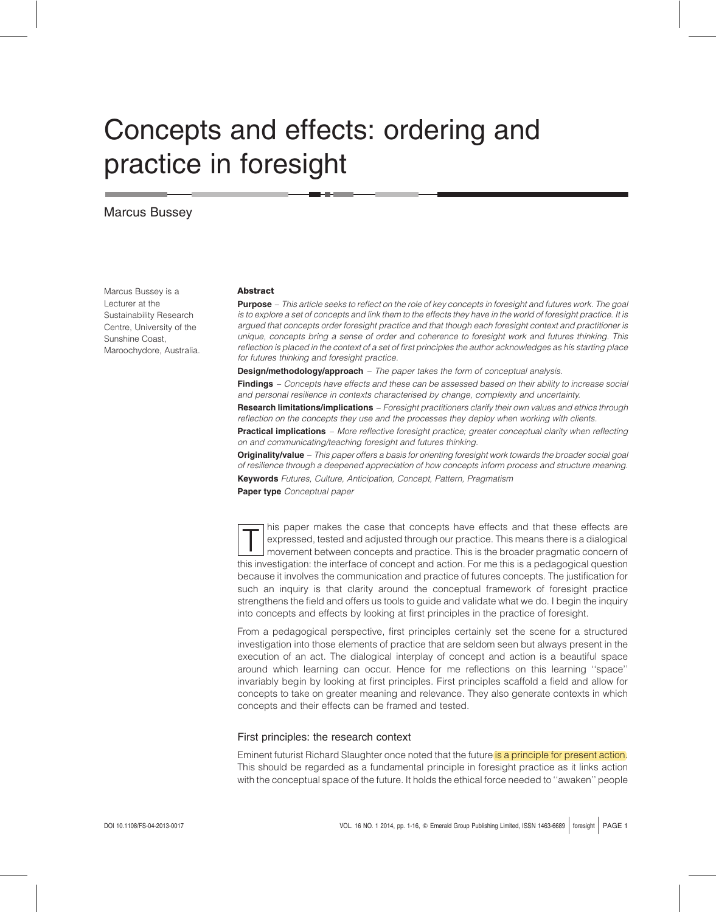# Concepts and effects: ordering and practice in foresight

Marcus Bussey

Marcus Bussey is a Lecturer at the Sustainability Research Centre, University of the Sunshine Coast, Maroochydore, Australia.

## Abstract

**Purpose** – *This article seeks to reflect on the role of key concepts in foresight and futures work. The goal is to explore a set of concepts and link them to the effects they have in the world of foresight practice. It is argued that concepts order foresight practice and that though each foresight context and practitioner is unique, concepts bring a sense of order and coherence to foresight work and futures thinking. This reflection is placed in the context of a set of first principles the author acknowledges as his starting place for futures thinking and foresight practice.*

**Design/methodology/approach** – *The paper takes the form of conceptual analysis.*

**Findings** – *Concepts have effects and these can be assessed based on their ability to increase social and personal resilience in contexts characterised by change, complexity and uncertainty.*

**Research limitations/implications** – *Foresight practitioners clarify their own values and ethics through reflection on the concepts they use and the processes they deploy when working with clients.*

**Practical implications** – *More reflective foresight practice; greater conceptual clarity when reflecting on and communicating/teaching foresight and futures thinking.*

**Originality/value** – *This paper offers a basis for orienting foresight work towards the broader social goal of resilience through a deepened appreciation of how concepts inform process and structure meaning.*

**Keywords** *Futures, Culture, Anticipation, Concept, Pattern, Pragmatism*

**Paper type** *Conceptual paper*

This paper makes the case that concepts have effects and that these effects are expressed, tested and adjusted through our practice. This means there is a dialogical movement between concepts and practice. This is the broader pragmatic concern of this investigation: the interface of concept and action. For me this is a pedagogical question because it involves the communication and practice of futures concepts. The justification for such an inquiry is that clarity around the conceptual framework of foresight practice strengthens the field and offers us tools to guide and validate what we do. I begin the inquiry into concepts and effects by looking at first principles in the practice of foresight.

From a pedagogical perspective, first principles certainly set the scene for a structured investigation into those elements of practice that are seldom seen but always present in the execution of an act. The dialogical interplay of concept and action is a beautiful space around which learning can occur. Hence for me reflections on this learning ''space'' invariably begin by looking at first principles. First principles scaffold a field and allow for concepts to take on greater meaning and relevance. They also generate contexts in which concepts and their effects can be framed and tested.

## First principles: the research context

Eminent futurist Richard Slaughter once noted that the future is a principle for present action. This should be regarded as a fundamental principle in foresight practice as it links action with the conceptual space of the future. It holds the ethical force needed to ''awaken'' people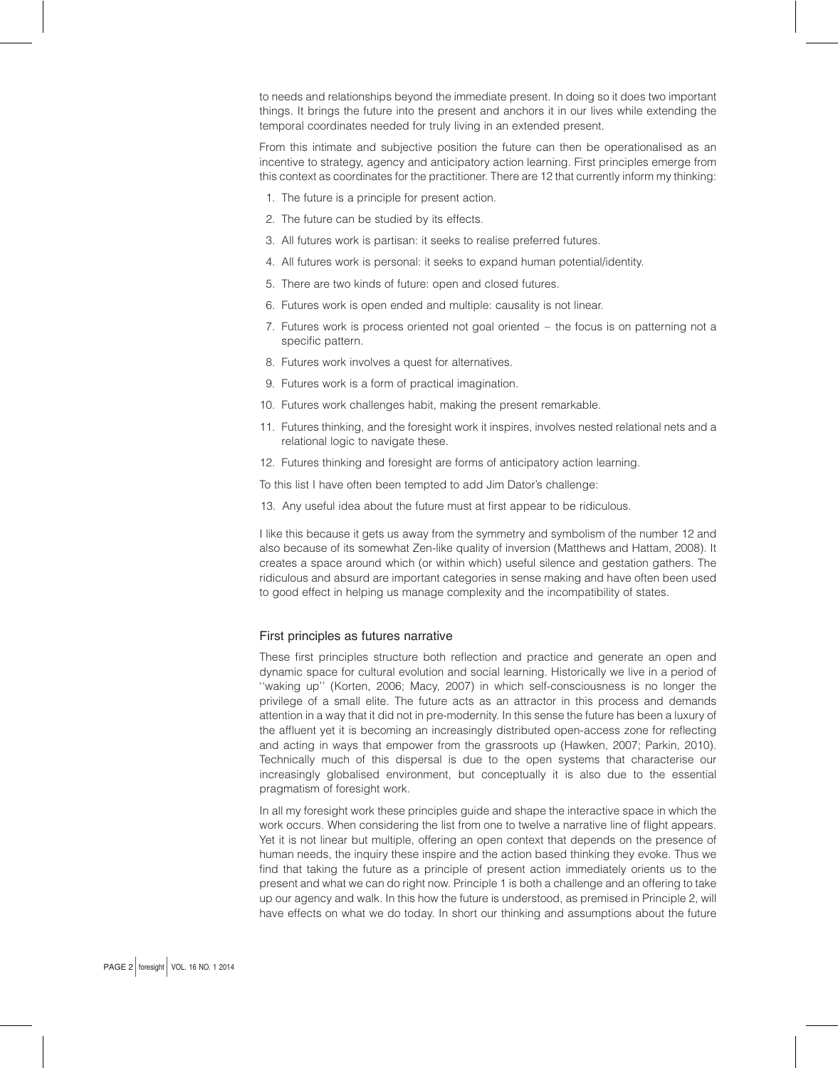to needs and relationships beyond the immediate present. In doing so it does two important things. It brings the future into the present and anchors it in our lives while extending the temporal coordinates needed for truly living in an extended present.

From this intimate and subjective position the future can then be operationalised as an incentive to strategy, agency and anticipatory action learning. First principles emerge from this context as coordinates for the practitioner. There are 12 that currently inform my thinking:

1. The future is a principle for present action.
2. The future can be studied by its effects.
3. All futures work is partisan: it seeks to realise preferred futures.
4. All futures work is personal: it seeks to expand human potential/identity.
5. There are two kinds of future: open and closed futures.
6. Futures work is open ended and multiple: causality is not linear.
7. Futures work is process oriented not goal oriented – the focus is on patterning not a specific pattern.
8. Futures work involves a quest for alternatives.
9. Futures work is a form of practical imagination.
10. Futures work challenges habit, making the present remarkable.
11. Futures thinking, and the foresight work it inspires, involves nested relational nets and a relational logic to navigate these.
12. Futures thinking and foresight are forms of anticipatory action learning.

To this list I have often been tempted to add Jim Dator's challenge:

13. Any useful idea about the future must at first appear to be ridiculous.

I like this because it gets us away from the symmetry and symbolism of the number 12 and also because of its somewhat Zen-like quality of inversion (Matthews and Hattam, 2008). It creates a space around which (or within which) useful silence and gestation gathers. The ridiculous and absurd are important categories in sense making and have often been used to good effect in helping us manage complexity and the incompatibility of states.

## First principles as futures narrative

These first principles structure both reflection and practice and generate an open and dynamic space for cultural evolution and social learning. Historically we live in a period of ''waking up'' (Korten, 2006; Macy, 2007) in which self-consciousness is no longer the privilege of a small elite. The future acts as an attractor in this process and demands attention in a way that it did not in pre-modernity. In this sense the future has been a luxury of the affluent yet it is becoming an increasingly distributed open-access zone for reflecting and acting in ways that empower from the grassroots up (Hawken, 2007; Parkin, 2010). Technically much of this dispersal is due to the open systems that characterise our increasingly globalised environment, but conceptually it is also due to the essential pragmatism of foresight work.

In all my foresight work these principles guide and shape the interactive space in which the work occurs. When considering the list from one to twelve a narrative line of flight appears. Yet it is not linear but multiple, offering an open context that depends on the presence of human needs, the inquiry these inspire and the action based thinking they evoke. Thus we find that taking the future as a principle of present action immediately orients us to the present and what we can do right now. Principle 1 is both a challenge and an offering to take up our agency and walk. In this how the future is understood, as premised in Principle 2, will have effects on what we do today. In short our thinking and assumptions about the future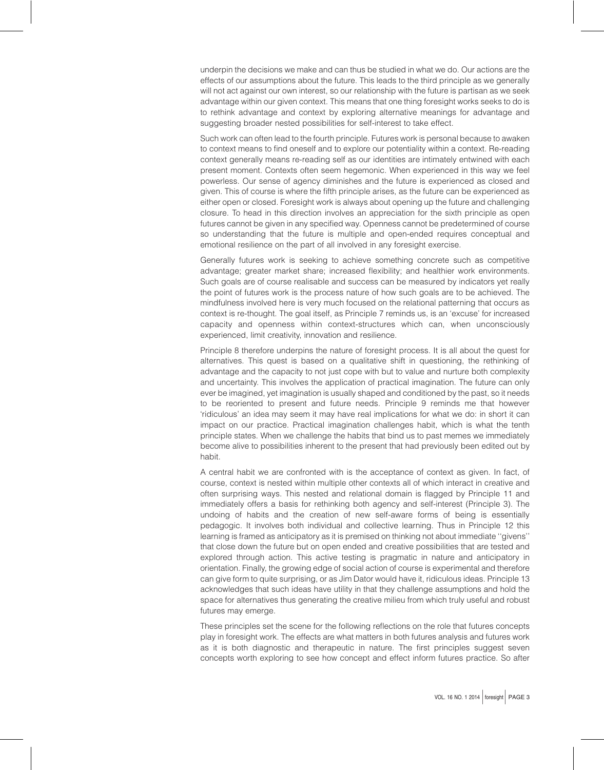underpin the decisions we make and can thus be studied in what we do. Our actions are the effects of our assumptions about the future. This leads to the third principle as we generally will not act against our own interest, so our relationship with the future is partisan as we seek advantage within our given context. This means that one thing foresight works seeks to do is to rethink advantage and context by exploring alternative meanings for advantage and suggesting broader nested possibilities for self-interest to take effect.

Such work can often lead to the fourth principle. Futures work is personal because to awaken to context means to find oneself and to explore our potentiality within a context. Re-reading context generally means re-reading self as our identities are intimately entwined with each present moment. Contexts often seem hegemonic. When experienced in this way we feel powerless. Our sense of agency diminishes and the future is experienced as closed and given. This of course is where the fifth principle arises, as the future can be experienced as either open or closed. Foresight work is always about opening up the future and challenging closure. To head in this direction involves an appreciation for the sixth principle as open futures cannot be given in any specified way. Openness cannot be predetermined of course so understanding that the future is multiple and open-ended requires conceptual and emotional resilience on the part of all involved in any foresight exercise.

Generally futures work is seeking to achieve something concrete such as competitive advantage; greater market share; increased flexibility; and healthier work environments. Such goals are of course realisable and success can be measured by indicators yet really the point of futures work is the process nature of how such goals are to be achieved. The mindfulness involved here is very much focused on the relational patterning that occurs as context is re-thought. The goal itself, as Principle 7 reminds us, is an 'excuse' for increased capacity and openness within context-structures which can, when unconsciously experienced, limit creativity, innovation and resilience.

Principle 8 therefore underpins the nature of foresight process. It is all about the quest for alternatives. This quest is based on a qualitative shift in questioning, the rethinking of advantage and the capacity to not just cope with but to value and nurture both complexity and uncertainty. This involves the application of practical imagination. The future can only ever be imagined, yet imagination is usually shaped and conditioned by the past, so it needs to be reoriented to present and future needs. Principle 9 reminds me that however 'ridiculous' an idea may seem it may have real implications for what we do: in short it can impact on our practice. Practical imagination challenges habit, which is what the tenth principle states. When we challenge the habits that bind us to past memes we immediately become alive to possibilities inherent to the present that had previously been edited out by habit.

A central habit we are confronted with is the acceptance of context as given. In fact, of course, context is nested within multiple other contexts all of which interact in creative and often surprising ways. This nested and relational domain is flagged by Principle 11 and immediately offers a basis for rethinking both agency and self-interest (Principle 3). The undoing of habits and the creation of new self-aware forms of being is essentially pedagogic. It involves both individual and collective learning. Thus in Principle 12 this learning is framed as anticipatory as it is premised on thinking not about immediate ''givens'' that close down the future but on open ended and creative possibilities that are tested and explored through action. This active testing is pragmatic in nature and anticipatory in orientation. Finally, the growing edge of social action of course is experimental and therefore can give form to quite surprising, or as Jim Dator would have it, ridiculous ideas. Principle 13 acknowledges that such ideas have utility in that they challenge assumptions and hold the space for alternatives thus generating the creative milieu from which truly useful and robust futures may emerge.

These principles set the scene for the following reflections on the role that futures concepts play in foresight work. The effects are what matters in both futures analysis and futures work as it is both diagnostic and therapeutic in nature. The first principles suggest seven concepts worth exploring to see how concept and effect inform futures practice. So after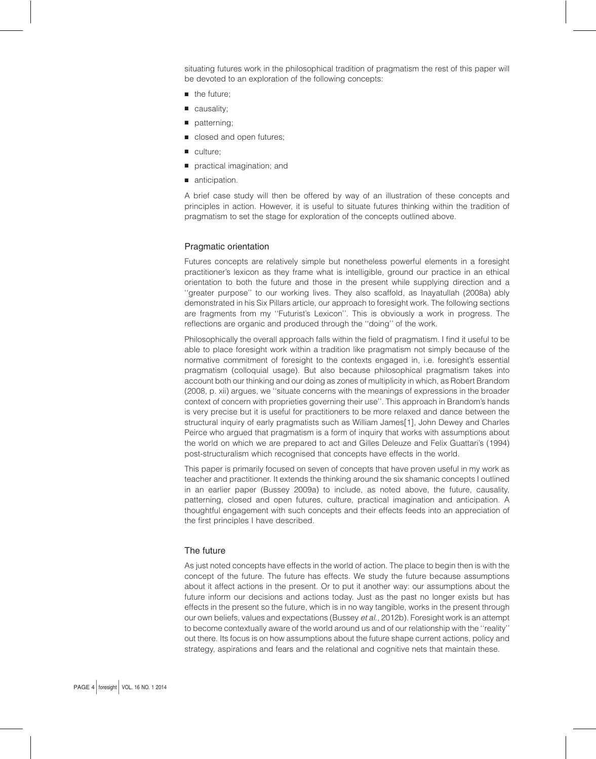situating futures work in the philosophical tradition of pragmatism the rest of this paper will be devoted to an exploration of the following concepts:

- the future;
- causality;
- patterning;
- closed and open futures;
- culture;
- practical imagination; and
- anticipation.

A brief case study will then be offered by way of an illustration of these concepts and principles in action. However, it is useful to situate futures thinking within the tradition of pragmatism to set the stage for exploration of the concepts outlined above.

## Pragmatic orientation

Futures concepts are relatively simple but nonetheless powerful elements in a foresight practitioner's lexicon as they frame what is intelligible, ground our practice in an ethical orientation to both the future and those in the present while supplying direction and a ''greater purpose'' to our working lives. They also scaffold, as Inayatullah (2008a) ably demonstrated in his Six Pillars article, our approach to foresight work. The following sections are fragments from my ''Futurist's Lexicon''. This is obviously a work in progress. The reflections are organic and produced through the ''doing'' of the work.

Philosophically the overall approach falls within the field of pragmatism. I find it useful to be able to place foresight work within a tradition like pragmatism not simply because of the normative commitment of foresight to the contexts engaged in, i.e. foresight's essential pragmatism (colloquial usage). But also because philosophical pragmatism takes into account both our thinking and our doing as zones of multiplicity in which, as Robert Brandom (2008, p. xii) argues, we ''situate concerns with the meanings of expressions in the broader context of concern with proprieties governing their use''. This approach in Brandom's hands is very precise but it is useful for practitioners to be more relaxed and dance between the structural inquiry of early pragmatists such as William James[1], John Dewey and Charles Peirce who argued that pragmatism is a form of inquiry that works with assumptions about the world on which we are prepared to act and Gilles Deleuze and Felix Guattari's (1994) post-structuralism which recognised that concepts have effects in the world.

This paper is primarily focused on seven of concepts that have proven useful in my work as teacher and practitioner. It extends the thinking around the six shamanic concepts I outlined in an earlier paper (Bussey 2009a) to include, as noted above, the future, causality, patterning, closed and open futures, culture, practical imagination and anticipation. A thoughtful engagement with such concepts and their effects feeds into an appreciation of the first principles I have described.

## The future

As just noted concepts have effects in the world of action. The place to begin then is with the concept of the future. The future has effects. We study the future because assumptions about it affect actions in the present. Or to put it another way: our assumptions about the future inform our decisions and actions today. Just as the past no longer exists but has effects in the present so the future, which is in no way tangible, works in the present through our own beliefs, values and expectations (Bussey *et al.*, 2012b). Foresight work is an attempt to become contextually aware of the world around us and of our relationship with the ''reality'' out there. Its focus is on how assumptions about the future shape current actions, policy and strategy, aspirations and fears and the relational and cognitive nets that maintain these.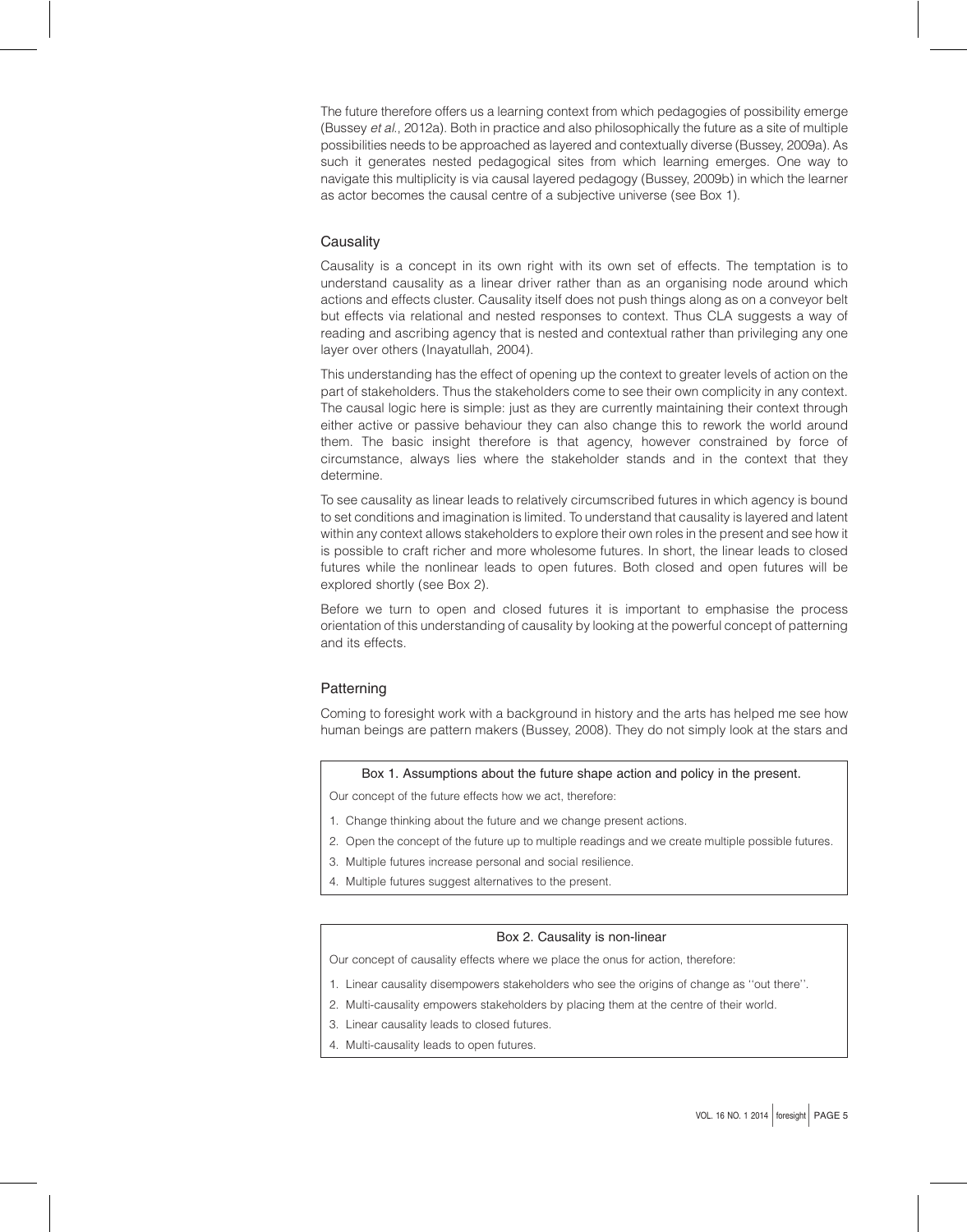The future therefore offers us a learning context from which pedagogies of possibility emerge (Bussey *et al.*, 2012a). Both in practice and also philosophically the future as a site of multiple possibilities needs to be approached as layered and contextually diverse (Bussey, 2009a). As such it generates nested pedagogical sites from which learning emerges. One way to navigate this multiplicity is via causal layered pedagogy (Bussey, 2009b) in which the learner as actor becomes the causal centre of a subjective universe (see Box 1).

## Causality

Causality is a concept in its own right with its own set of effects. The temptation is to understand causality as a linear driver rather than as an organising node around which actions and effects cluster. Causality itself does not push things along as on a conveyor belt but effects via relational and nested responses to context. Thus CLA suggests a way of reading and ascribing agency that is nested and contextual rather than privileging any one layer over others (Inayatullah, 2004).

This understanding has the effect of opening up the context to greater levels of action on the part of stakeholders. Thus the stakeholders come to see their own complicity in any context. The causal logic here is simple: just as they are currently maintaining their context through either active or passive behaviour they can also change this to rework the world around them. The basic insight therefore is that agency, however constrained by force of circumstance, always lies where the stakeholder stands and in the context that they determine.

To see causality as linear leads to relatively circumscribed futures in which agency is bound to set conditions and imagination is limited. To understand that causality is layered and latent within any context allows stakeholders to explore their own roles in the present and see how it is possible to craft richer and more wholesome futures. In short, the linear leads to closed futures while the nonlinear leads to open futures. Both closed and open futures will be explored shortly (see Box 2).

Before we turn to open and closed futures it is important to emphasise the process orientation of this understanding of causality by looking at the powerful concept of patterning and its effects.

## Patterning

Coming to foresight work with a background in history and the arts has helped me see how human beings are pattern makers (Bussey, 2008). They do not simply look at the stars and

> **Box 1. Assumptions about the future shape action and policy in the present.**
>
> Our concept of the future effects how we act, therefore:
>
> 1. Change thinking about the future and we change present actions.
> 2. Open the concept of the future up to multiple readings and we create multiple possible futures.
> 3. Multiple futures increase personal and social resilience.
> 4. Multiple futures suggest alternatives to the present.

> **Box 2. Causality is non-linear**
>
> Our concept of causality effects where we place the onus for action, therefore:
>
> 1. Linear causality disempowers stakeholders who see the origins of change as "out there".
> 2. Multi-causality empowers stakeholders by placing them at the centre of their world.
> 3. Linear causality leads to closed futures.
> 4. Multi-causality leads to open futures.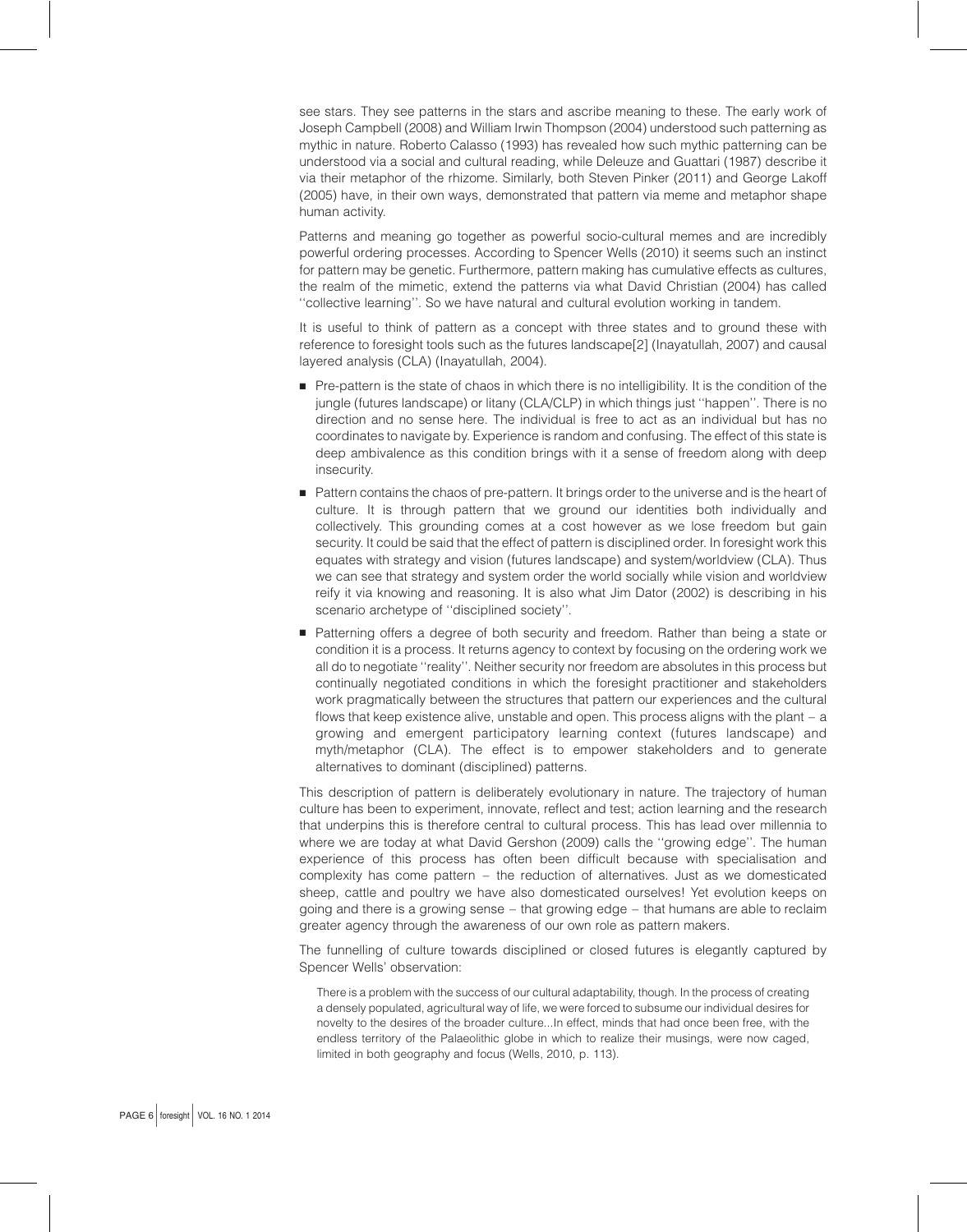see stars. They see patterns in the stars and ascribe meaning to these. The early work of Joseph Campbell (2008) and William Irwin Thompson (2004) understood such patterning as mythic in nature. Roberto Calasso (1993) has revealed how such mythic patterning can be understood via a social and cultural reading, while Deleuze and Guattari (1987) describe it via their metaphor of the rhizome. Similarly, both Steven Pinker (2011) and George Lakoff (2005) have, in their own ways, demonstrated that pattern via meme and metaphor shape human activity.

Patterns and meaning go together as powerful socio-cultural memes and are incredibly powerful ordering processes. According to Spencer Wells (2010) it seems such an instinct for pattern may be genetic. Furthermore, pattern making has cumulative effects as cultures, the realm of the mimetic, extend the patterns via what David Christian (2004) has called ''collective learning''. So we have natural and cultural evolution working in tandem.

It is useful to think of pattern as a concept with three states and to ground these with reference to foresight tools such as the futures landscape[2] (Inayatullah, 2007) and causal layered analysis (CLA) (Inayatullah, 2004).

- Pre-pattern is the state of chaos in which there is no intelligibility. It is the condition of the jungle (futures landscape) or litany (CLA/CLP) in which things just ''happen''. There is no direction and no sense here. The individual is free to act as an individual but has no coordinates to navigate by. Experience is random and confusing. The effect of this state is deep ambivalence as this condition brings with it a sense of freedom along with deep insecurity.
- Pattern contains the chaos of pre-pattern. It brings order to the universe and is the heart of culture. It is through pattern that we ground our identities both individually and collectively. This grounding comes at a cost however as we lose freedom but gain security. It could be said that the effect of pattern is disciplined order. In foresight work this equates with strategy and vision (futures landscape) and system/worldview (CLA). Thus we can see that strategy and system order the world socially while vision and worldview reify it via knowing and reasoning. It is also what Jim Dator (2002) is describing in his scenario archetype of ''disciplined society''.
- Patterning offers a degree of both security and freedom. Rather than being a state or condition it is a process. It returns agency to context by focusing on the ordering work we all do to negotiate ''reality''. Neither security nor freedom are absolutes in this process but continually negotiated conditions in which the foresight practitioner and stakeholders work pragmatically between the structures that pattern our experiences and the cultural flows that keep existence alive, unstable and open. This process aligns with the plant – a growing and emergent participatory learning context (futures landscape) and myth/metaphor (CLA). The effect is to empower stakeholders and to generate alternatives to dominant (disciplined) patterns.

This description of pattern is deliberately evolutionary in nature. The trajectory of human culture has been to experiment, innovate, reflect and test; action learning and the research that underpins this is therefore central to cultural process. This has lead over millennia to where we are today at what David Gershon (2009) calls the ''growing edge''. The human experience of this process has often been difficult because with specialisation and complexity has come pattern – the reduction of alternatives. Just as we domesticated sheep, cattle and poultry we have also domesticated ourselves! Yet evolution keeps on going and there is a growing sense – that growing edge – that humans are able to reclaim greater agency through the awareness of our own role as pattern makers.

The funnelling of culture towards disciplined or closed futures is elegantly captured by Spencer Wells' observation:

> There is a problem with the success of our cultural adaptability, though. In the process of creating a densely populated, agricultural way of life, we were forced to subsume our individual desires for novelty to the desires of the broader culture...In effect, minds that had once been free, with the endless territory of the Palaeolithic globe in which to realize their musings, were now caged, limited in both geography and focus (Wells, 2010, p. 113).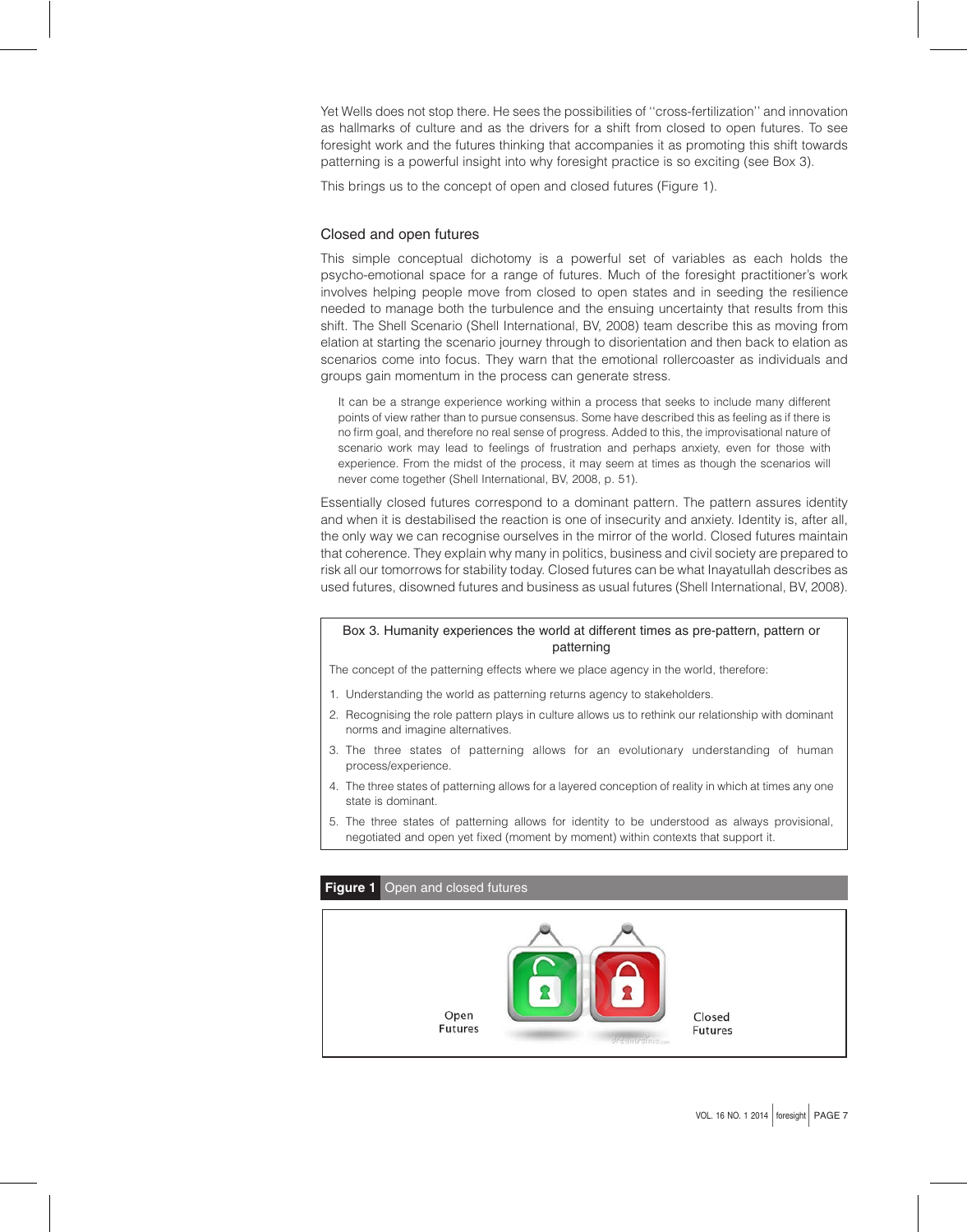Yet Wells does not stop there. He sees the possibilities of "cross-fertilization" and innovation as hallmarks of culture and as the drivers for a shift from closed to open futures. To see foresight work and the futures thinking that accompanies it as promoting this shift towards patterning is a powerful insight into why foresight practice is so exciting (see Box 3).

This brings us to the concept of open and closed futures (Figure 1).

## Closed and open futures

This simple conceptual dichotomy is a powerful set of variables as each holds the psycho-emotional space for a range of futures. Much of the foresight practitioner's work involves helping people move from closed to open states and in seeding the resilience needed to manage both the turbulence and the ensuing uncertainty that results from this shift. The Shell Scenario (Shell International, BV, 2008) team describe this as moving from elation at starting the scenario journey through to disorientation and then back to elation as scenarios come into focus. They warn that the emotional rollercoaster as individuals and groups gain momentum in the process can generate stress.

> It can be a strange experience working within a process that seeks to include many different points of view rather than to pursue consensus. Some have described this as feeling as if there is no firm goal, and therefore no real sense of progress. Added to this, the improvisational nature of scenario work may lead to feelings of frustration and perhaps anxiety, even for those with experience. From the midst of the process, it may seem at times as though the scenarios will never come together (Shell International, BV, 2008, p. 51).

Essentially closed futures correspond to a dominant pattern. The pattern assures identity and when it is destabilised the reaction is one of insecurity and anxiety. Identity is, after all, the only way we can recognise ourselves in the mirror of the world. Closed futures maintain that coherence. They explain why many in politics, business and civil society are prepared to risk all our tomorrows for stability today. Closed futures can be what Inayatullah describes as used futures, disowned futures and business as usual futures (Shell International, BV, 2008).

**Box 3. Humanity experiences the world at different times as pre-pattern, pattern or patterning**

The concept of the patterning effects where we place agency in the world, therefore:

1. Understanding the world as patterning returns agency to stakeholders.
2. Recognising the role pattern plays in culture allows us to rethink our relationship with dominant norms and imagine alternatives.
3. The three states of patterning allows for an evolutionary understanding of human process/experience.
4. The three states of patterning allows for a layered conception of reality in which at times any one state is dominant.
5. The three states of patterning allows for identity to be understood as always provisional, negotiated and open yet fixed (moment by moment) within contexts that support it.

**Figure 1** Open and closed futures

Open Futures

Closed Futures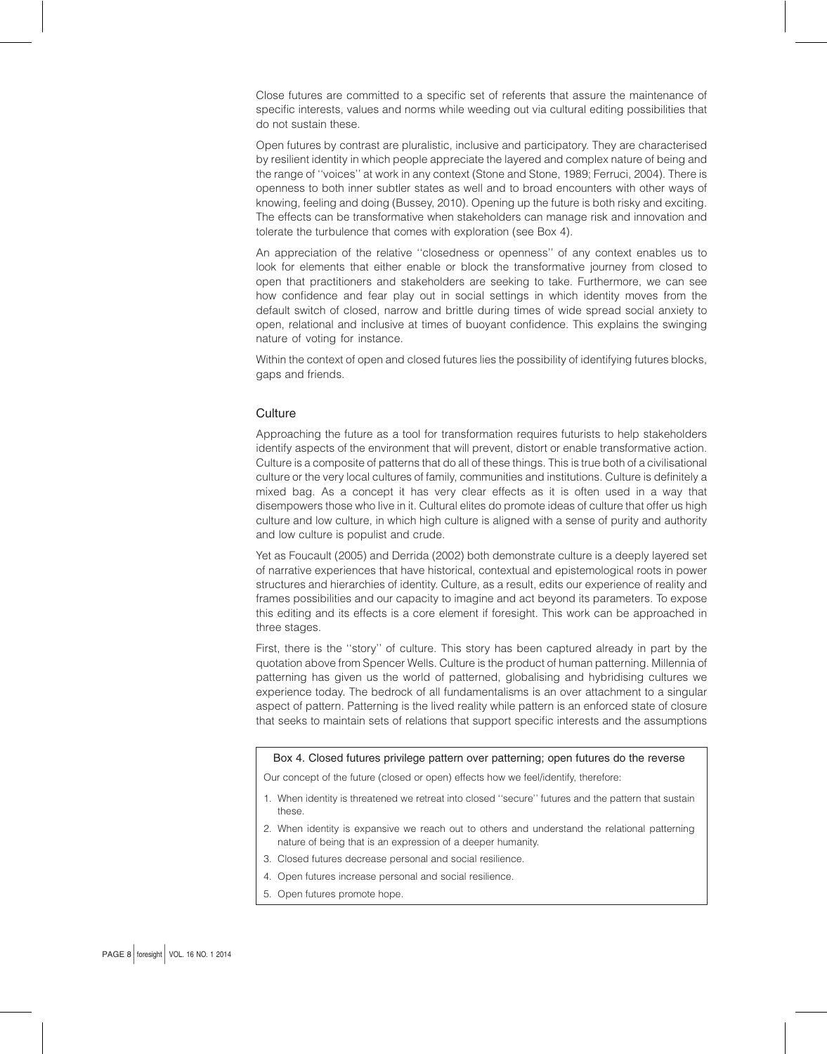Close futures are committed to a specific set of referents that assure the maintenance of specific interests, values and norms while weeding out via cultural editing possibilities that do not sustain these.

Open futures by contrast are pluralistic, inclusive and participatory. They are characterised by resilient identity in which people appreciate the layered and complex nature of being and the range of ''voices'' at work in any context (Stone and Stone, 1989; Ferruci, 2004). There is openness to both inner subtler states as well and to broad encounters with other ways of knowing, feeling and doing (Bussey, 2010). Opening up the future is both risky and exciting. The effects can be transformative when stakeholders can manage risk and innovation and tolerate the turbulence that comes with exploration (see Box 4).

An appreciation of the relative ''closedness or openness'' of any context enables us to look for elements that either enable or block the transformative journey from closed to open that practitioners and stakeholders are seeking to take. Furthermore, we can see how confidence and fear play out in social settings in which identity moves from the default switch of closed, narrow and brittle during times of wide spread social anxiety to open, relational and inclusive at times of buoyant confidence. This explains the swinging nature of voting for instance.

Within the context of open and closed futures lies the possibility of identifying futures blocks, gaps and friends.

## Culture

Approaching the future as a tool for transformation requires futurists to help stakeholders identify aspects of the environment that will prevent, distort or enable transformative action. Culture is a composite of patterns that do all of these things. This is true both of a civilisational culture or the very local cultures of family, communities and institutions. Culture is definitely a mixed bag. As a concept it has very clear effects as it is often used in a way that disempowers those who live in it. Cultural elites do promote ideas of culture that offer us high culture and low culture, in which high culture is aligned with a sense of purity and authority and low culture is populist and crude.

Yet as Foucault (2005) and Derrida (2002) both demonstrate culture is a deeply layered set of narrative experiences that have historical, contextual and epistemological roots in power structures and hierarchies of identity. Culture, as a result, edits our experience of reality and frames possibilities and our capacity to imagine and act beyond its parameters. To expose this editing and its effects is a core element if foresight. This work can be approached in three stages.

First, there is the ''story'' of culture. This story has been captured already in part by the quotation above from Spencer Wells. Culture is the product of human patterning. Millennia of patterning has given us the world of patterned, globalising and hybridising cultures we experience today. The bedrock of all fundamentalisms is an over attachment to a singular aspect of pattern. Patterning is the lived reality while pattern is an enforced state of closure that seeks to maintain sets of relations that support specific interests and the assumptions

**Box 4. Closed futures privilege pattern over patterning; open futures do the reverse**

Our concept of the future (closed or open) effects how we feel/identify, therefore:

1. When identity is threatened we retreat into closed ''secure'' futures and the pattern that sustain these.
2. When identity is expansive we reach out to others and understand the relational patterning nature of being that is an expression of a deeper humanity.
3. Closed futures decrease personal and social resilience.
4. Open futures increase personal and social resilience.
5. Open futures promote hope.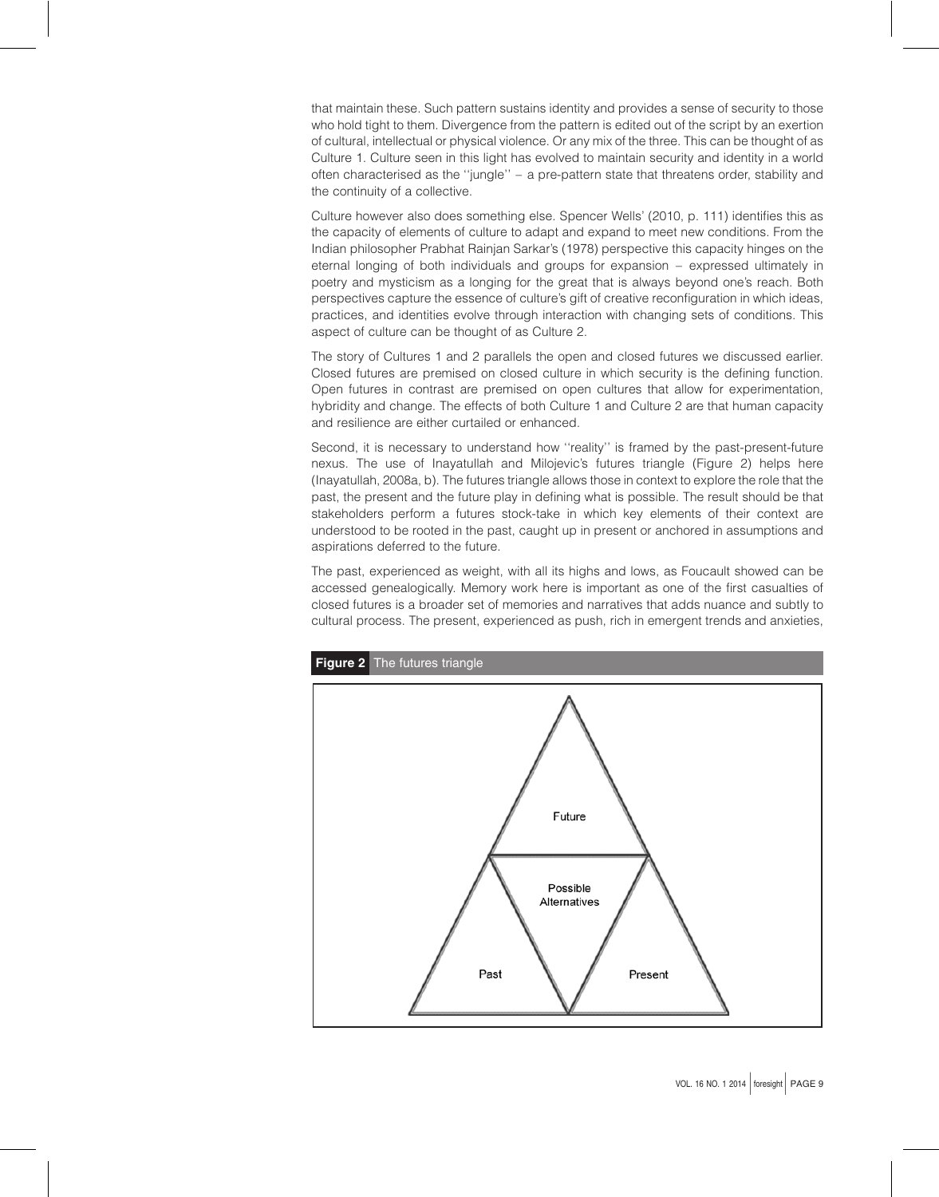that maintain these. Such pattern sustains identity and provides a sense of security to those who hold tight to them. Divergence from the pattern is edited out of the script by an exertion of cultural, intellectual or physical violence. Or any mix of the three. This can be thought of as Culture 1. Culture seen in this light has evolved to maintain security and identity in a world often characterised as the ''jungle'' – a pre-pattern state that threatens order, stability and the continuity of a collective.

Culture however also does something else. Spencer Wells' (2010, p. 111) identifies this as the capacity of elements of culture to adapt and expand to meet new conditions. From the Indian philosopher Prabhat Rainjan Sarkar's (1978) perspective this capacity hinges on the eternal longing of both individuals and groups for expansion – expressed ultimately in poetry and mysticism as a longing for the great that is always beyond one's reach. Both perspectives capture the essence of culture's gift of creative reconfiguration in which ideas, practices, and identities evolve through interaction with changing sets of conditions. This aspect of culture can be thought of as Culture 2.

The story of Cultures 1 and 2 parallels the open and closed futures we discussed earlier. Closed futures are premised on closed culture in which security is the defining function. Open futures in contrast are premised on open cultures that allow for experimentation, hybridity and change. The effects of both Culture 1 and Culture 2 are that human capacity and resilience are either curtailed or enhanced.

Second, it is necessary to understand how ''reality'' is framed by the past-present-future nexus. The use of Inayatullah and Milojevic's futures triangle (Figure 2) helps here (Inayatullah, 2008a, b). The futures triangle allows those in context to explore the role that the past, the present and the future play in defining what is possible. The result should be that stakeholders perform a futures stock-take in which key elements of their context are understood to be rooted in the past, caught up in present or anchored in assumptions and aspirations deferred to the future.

The past, experienced as weight, with all its highs and lows, as Foucault showed can be accessed genealogically. Memory work here is important as one of the first casualties of closed futures is a broader set of memories and narratives that adds nuance and subtly to cultural process. The present, experienced as push, rich in emergent trends and anxieties,

**Figure 2** The futures triangle

Future

Possible Alternatives

Past

Present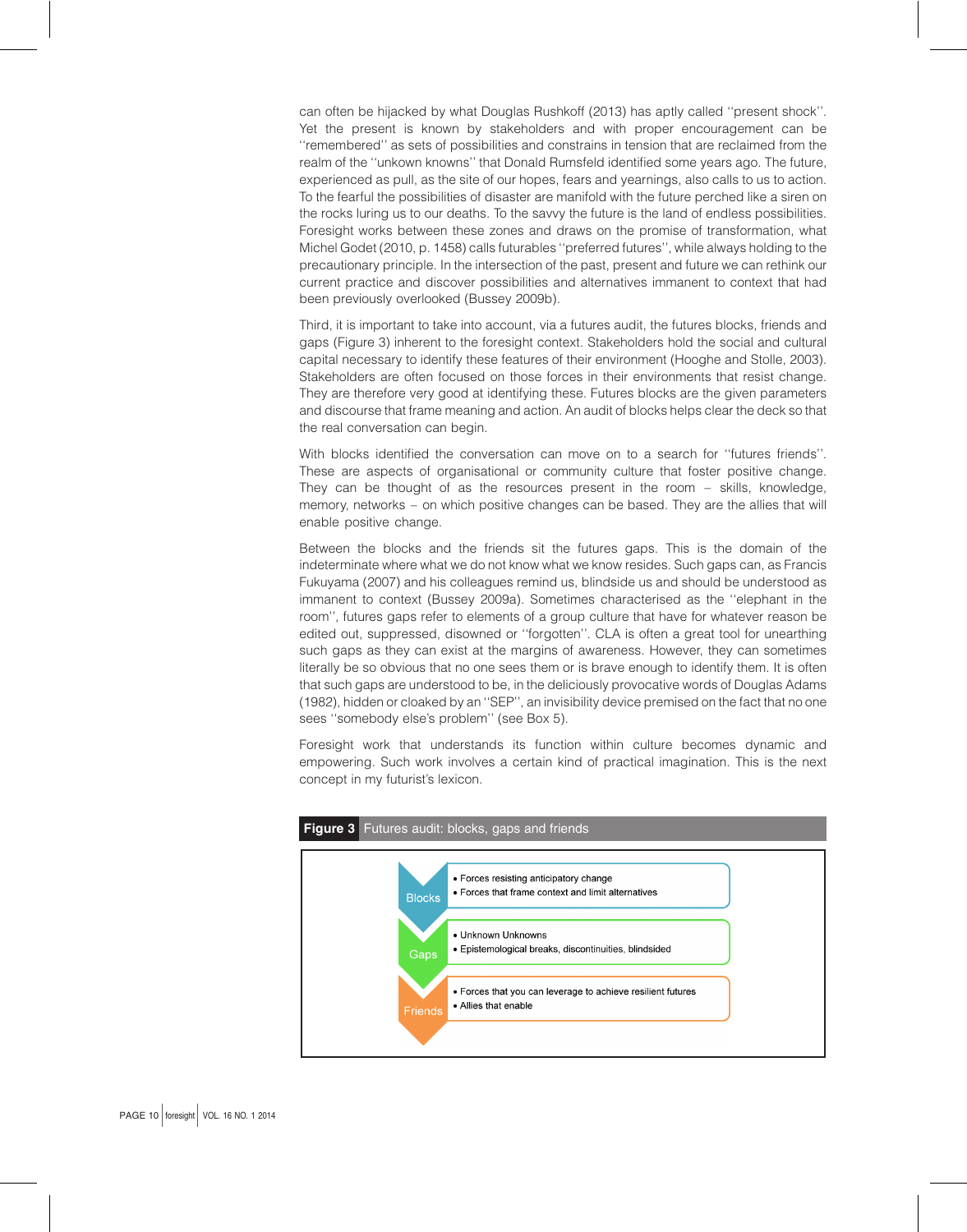can often be hijacked by what Douglas Rushkoff (2013) has aptly called ''present shock''. Yet the present is known by stakeholders and with proper encouragement can be ''remembered'' as sets of possibilities and constrains in tension that are reclaimed from the realm of the ''unkown knowns'' that Donald Rumsfeld identified some years ago. The future, experienced as pull, as the site of our hopes, fears and yearnings, also calls to us to action. To the fearful the possibilities of disaster are manifold with the future perched like a siren on the rocks luring us to our deaths. To the savvy the future is the land of endless possibilities. Foresight works between these zones and draws on the promise of transformation, what Michel Godet (2010, p. 1458) calls futurables ''preferred futures'', while always holding to the precautionary principle. In the intersection of the past, present and future we can rethink our current practice and discover possibilities and alternatives immanent to context that had been previously overlooked (Bussey 2009b).

Third, it is important to take into account, via a futures audit, the futures blocks, friends and gaps (Figure 3) inherent to the foresight context. Stakeholders hold the social and cultural capital necessary to identify these features of their environment (Hooghe and Stolle, 2003). Stakeholders are often focused on those forces in their environments that resist change. They are therefore very good at identifying these. Futures blocks are the given parameters and discourse that frame meaning and action. An audit of blocks helps clear the deck so that the real conversation can begin.

With blocks identified the conversation can move on to a search for ''futures friends''. These are aspects of organisational or community culture that foster positive change. They can be thought of as the resources present in the room – skills, knowledge, memory, networks – on which positive changes can be based. They are the allies that will enable positive change.

Between the blocks and the friends sit the futures gaps. This is the domain of the indeterminate where what we do not know what we know resides. Such gaps can, as Francis Fukuyama (2007) and his colleagues remind us, blindside us and should be understood as immanent to context (Bussey 2009a). Sometimes characterised as the ''elephant in the room'', futures gaps refer to elements of a group culture that have for whatever reason be edited out, suppressed, disowned or ''forgotten''. CLA is often a great tool for unearthing such gaps as they can exist at the margins of awareness. However, they can sometimes literally be so obvious that no one sees them or is brave enough to identify them. It is often that such gaps are understood to be, in the deliciously provocative words of Douglas Adams (1982), hidden or cloaked by an ''SEP'', an invisibility device premised on the fact that no one sees ''somebody else's problem'' (see Box 5).

Foresight work that understands its function within culture becomes dynamic and empowering. Such work involves a certain kind of practical imagination. This is the next concept in my futurist's lexicon.

**Figure 3** Futures audit: blocks, gaps and friends

Blocks
- Forces resisting anticipatory change
- Forces that frame context and limit alternatives

Gaps
- Unknown Unknowns
- Epistemological breaks, discontinuities, blindsided

Friends
- Forces that you can leverage to achieve resilient futures
- Allies that enable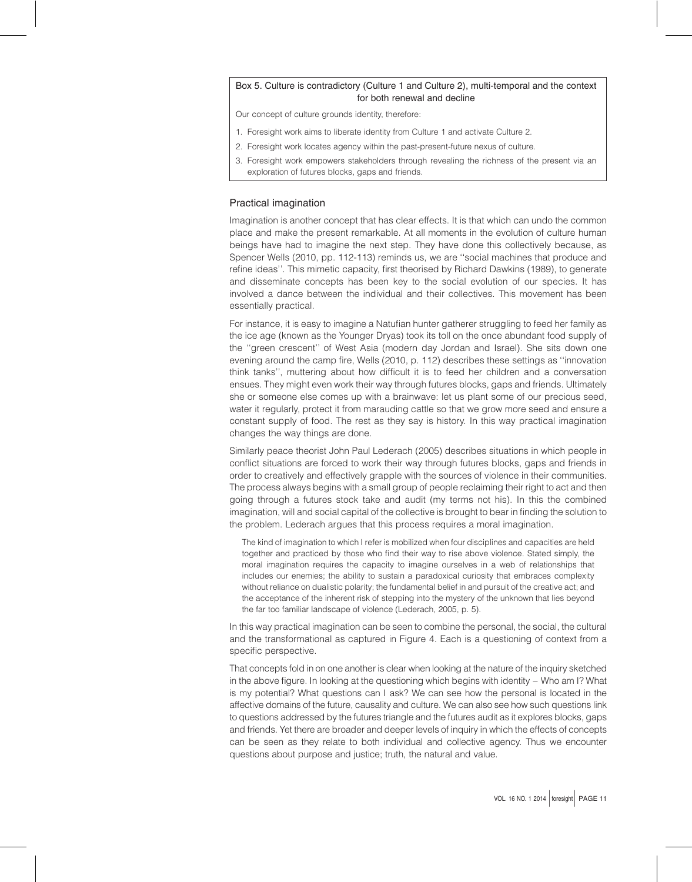**Box 5. Culture is contradictory (Culture 1 and Culture 2), multi-temporal and the context for both renewal and decline**

Our concept of culture grounds identity, therefore:

1. Foresight work aims to liberate identity from Culture 1 and activate Culture 2.
2. Foresight work locates agency within the past-present-future nexus of culture.
3. Foresight work empowers stakeholders through revealing the richness of the present via an exploration of futures blocks, gaps and friends.

## Practical imagination

Imagination is another concept that has clear effects. It is that which can undo the common place and make the present remarkable. At all moments in the evolution of culture human beings have had to imagine the next step. They have done this collectively because, as Spencer Wells (2010, pp. 112-113) reminds us, we are ''social machines that produce and refine ideas''. This mimetic capacity, first theorised by Richard Dawkins (1989), to generate and disseminate concepts has been key to the social evolution of our species. It has involved a dance between the individual and their collectives. This movement has been essentially practical.

For instance, it is easy to imagine a Natufian hunter gatherer struggling to feed her family as the ice age (known as the Younger Dryas) took its toll on the once abundant food supply of the ''green crescent'' of West Asia (modern day Jordan and Israel). She sits down one evening around the camp fire, Wells (2010, p. 112) describes these settings as ''innovation think tanks'', muttering about how difficult it is to feed her children and a conversation ensues. They might even work their way through futures blocks, gaps and friends. Ultimately she or someone else comes up with a brainwave: let us plant some of our precious seed, water it regularly, protect it from marauding cattle so that we grow more seed and ensure a constant supply of food. The rest as they say is history. In this way practical imagination changes the way things are done.

Similarly peace theorist John Paul Lederach (2005) describes situations in which people in conflict situations are forced to work their way through futures blocks, gaps and friends in order to creatively and effectively grapple with the sources of violence in their communities. The process always begins with a small group of people reclaiming their right to act and then going through a futures stock take and audit (my terms not his). In this the combined imagination, will and social capital of the collective is brought to bear in finding the solution to the problem. Lederach argues that this process requires a moral imagination.

> The kind of imagination to which I refer is mobilized when four disciplines and capacities are held together and practiced by those who find their way to rise above violence. Stated simply, the moral imagination requires the capacity to imagine ourselves in a web of relationships that includes our enemies; the ability to sustain a paradoxical curiosity that embraces complexity without reliance on dualistic polarity; the fundamental belief in and pursuit of the creative act; and the acceptance of the inherent risk of stepping into the mystery of the unknown that lies beyond the far too familiar landscape of violence (Lederach, 2005, p. 5).

In this way practical imagination can be seen to combine the personal, the social, the cultural and the transformational as captured in Figure 4. Each is a questioning of context from a specific perspective.

That concepts fold in on one another is clear when looking at the nature of the inquiry sketched in the above figure. In looking at the questioning which begins with identity – Who am I? What is my potential? What questions can I ask? We can see how the personal is located in the affective domains of the future, causality and culture. We can also see how such questions link to questions addressed by the futures triangle and the futures audit as it explores blocks, gaps and friends. Yet there are broader and deeper levels of inquiry in which the effects of concepts can be seen as they relate to both individual and collective agency. Thus we encounter questions about purpose and justice; truth, the natural and value.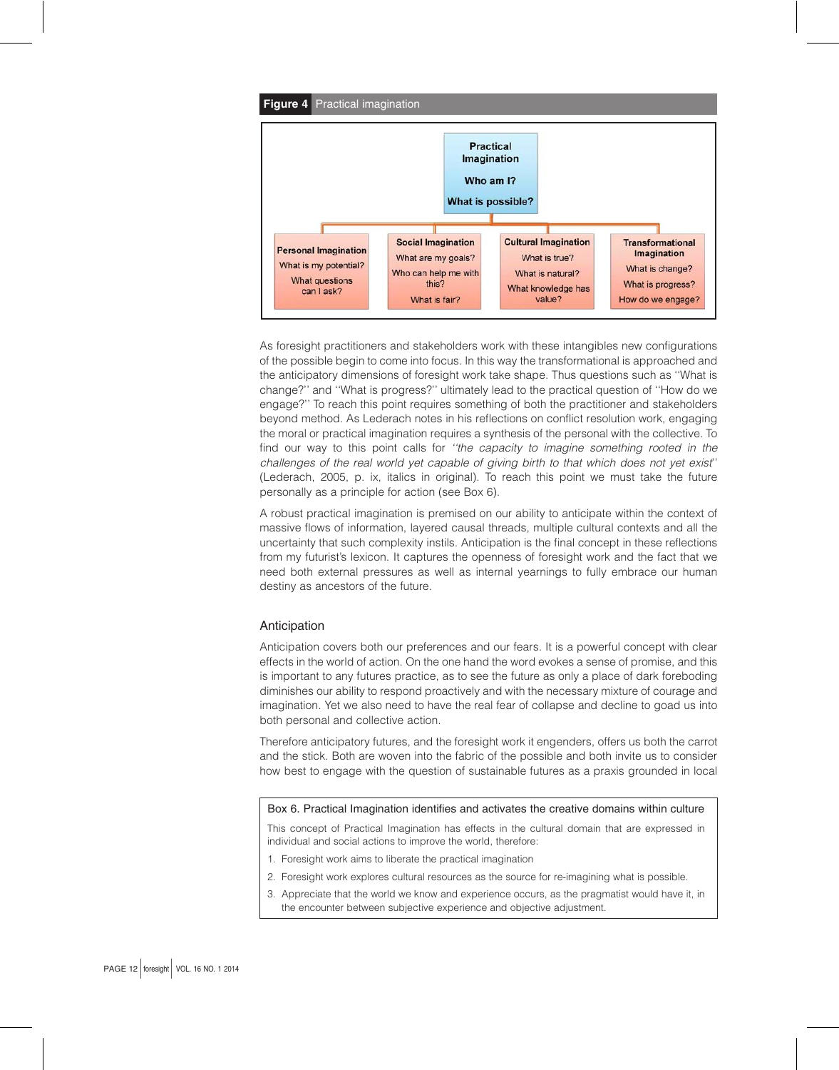**Figure 4** Practical imagination

Practical Imagination
Who am I?
What is possible?

Personal Imagination
What is my potential?
What questions can I ask?

Social Imagination
What are my goals?
Who can help me with this?
What is fair?

Cultural Imagination
What is true?
What is natural?
What knowledge has value?

Transformational Imagination
What is change?
What is progress?
How do we engage?

As foresight practitioners and stakeholders work with these intangibles new configurations of the possible begin to come into focus. In this way the transformational is approached and the anticipatory dimensions of foresight work take shape. Thus questions such as ''What is change?'' and ''What is progress?'' ultimately lead to the practical question of ''How do we engage?'' To reach this point requires something of both the practitioner and stakeholders beyond method. As Lederach notes in his reflections on conflict resolution work, engaging the moral or practical imagination requires a synthesis of the personal with the collective. To find our way to this point calls for *''the capacity to imagine something rooted in the challenges of the real world yet capable of giving birth to that which does not yet exist''* (Lederach, 2005, p. ix, italics in original). To reach this point we must take the future personally as a principle for action (see Box 6).

A robust practical imagination is premised on our ability to anticipate within the context of massive flows of information, layered causal threads, multiple cultural contexts and all the uncertainty that such complexity instils. Anticipation is the final concept in these reflections from my futurist's lexicon. It captures the openness of foresight work and the fact that we need both external pressures as well as internal yearnings to fully embrace our human destiny as ancestors of the future.

## Anticipation

Anticipation covers both our preferences and our fears. It is a powerful concept with clear effects in the world of action. On the one hand the word evokes a sense of promise, and this is important to any futures practice, as to see the future as only a place of dark foreboding diminishes our ability to respond proactively and with the necessary mixture of courage and imagination. Yet we also need to have the real fear of collapse and decline to goad us into both personal and collective action.

Therefore anticipatory futures, and the foresight work it engenders, offers us both the carrot and the stick. Both are woven into the fabric of the possible and both invite us to consider how best to engage with the question of sustainable futures as a praxis grounded in local

**Box 6. Practical Imagination identifies and activates the creative domains within culture**

This concept of Practical Imagination has effects in the cultural domain that are expressed in individual and social actions to improve the world, therefore:

1. Foresight work aims to liberate the practical imagination
2. Foresight work explores cultural resources as the source for re-imagining what is possible.
3. Appreciate that the world we know and experience occurs, as the pragmatist would have it, in the encounter between subjective experience and objective adjustment.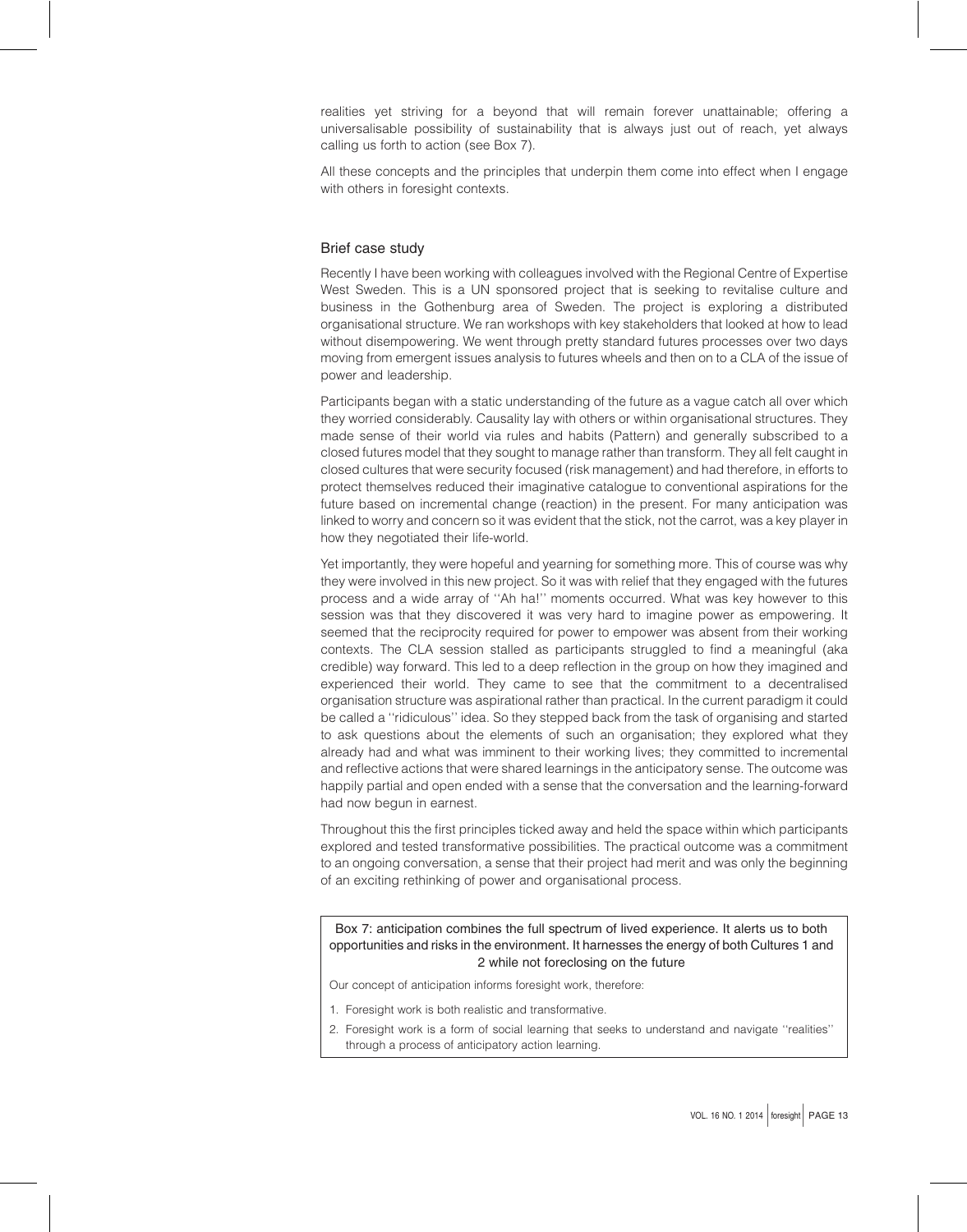realities yet striving for a beyond that will remain forever unattainable; offering a universalisable possibility of sustainability that is always just out of reach, yet always calling us forth to action (see Box 7).

All these concepts and the principles that underpin them come into effect when I engage with others in foresight contexts.

## Brief case study

Recently I have been working with colleagues involved with the Regional Centre of Expertise West Sweden. This is a UN sponsored project that is seeking to revitalise culture and business in the Gothenburg area of Sweden. The project is exploring a distributed organisational structure. We ran workshops with key stakeholders that looked at how to lead without disempowering. We went through pretty standard futures processes over two days moving from emergent issues analysis to futures wheels and then on to a CLA of the issue of power and leadership.

Participants began with a static understanding of the future as a vague catch all over which they worried considerably. Causality lay with others or within organisational structures. They made sense of their world via rules and habits (Pattern) and generally subscribed to a closed futures model that they sought to manage rather than transform. They all felt caught in closed cultures that were security focused (risk management) and had therefore, in efforts to protect themselves reduced their imaginative catalogue to conventional aspirations for the future based on incremental change (reaction) in the present. For many anticipation was linked to worry and concern so it was evident that the stick, not the carrot, was a key player in how they negotiated their life-world.

Yet importantly, they were hopeful and yearning for something more. This of course was why they were involved in this new project. So it was with relief that they engaged with the futures process and a wide array of ''Ah ha!'' moments occurred. What was key however to this session was that they discovered it was very hard to imagine power as empowering. It seemed that the reciprocity required for power to empower was absent from their working contexts. The CLA session stalled as participants struggled to find a meaningful (aka credible) way forward. This led to a deep reflection in the group on how they imagined and experienced their world. They came to see that the commitment to a decentralised organisation structure was aspirational rather than practical. In the current paradigm it could be called a ''ridiculous'' idea. So they stepped back from the task of organising and started to ask questions about the elements of such an organisation; they explored what they already had and what was imminent to their working lives; they committed to incremental and reflective actions that were shared learnings in the anticipatory sense. The outcome was happily partial and open ended with a sense that the conversation and the learning-forward had now begun in earnest.

Throughout this the first principles ticked away and held the space within which participants explored and tested transformative possibilities. The practical outcome was a commitment to an ongoing conversation, a sense that their project had merit and was only the beginning of an exciting rethinking of power and organisational process.

**Box 7: anticipation combines the full spectrum of lived experience. It alerts us to both opportunities and risks in the environment. It harnesses the energy of both Cultures 1 and 2 while not foreclosing on the future**

Our concept of anticipation informs foresight work, therefore:

1. Foresight work is both realistic and transformative.
2. Foresight work is a form of social learning that seeks to understand and navigate ''realities'' through a process of anticipatory action learning.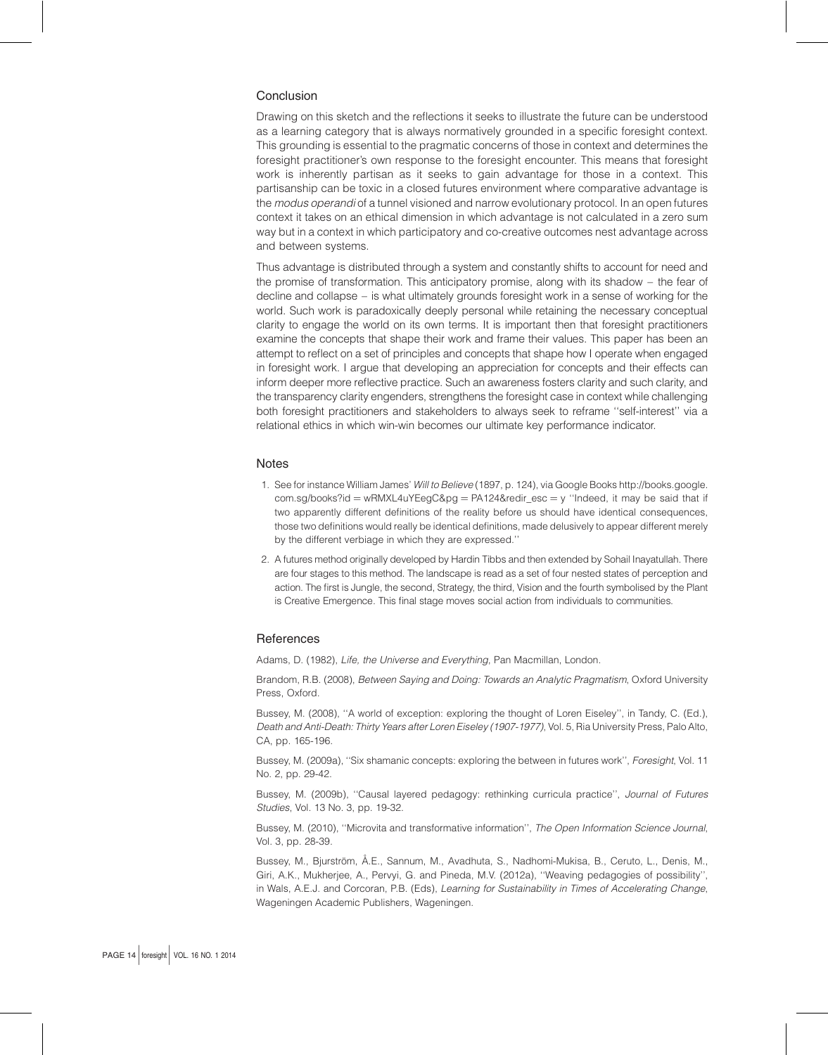## Conclusion

Drawing on this sketch and the reflections it seeks to illustrate the future can be understood as a learning category that is always normatively grounded in a specific foresight context. This grounding is essential to the pragmatic concerns of those in context and determines the foresight practitioner's own response to the foresight encounter. This means that foresight work is inherently partisan as it seeks to gain advantage for those in a context. This partisanship can be toxic in a closed futures environment where comparative advantage is the *modus operandi* of a tunnel visioned and narrow evolutionary protocol. In an open futures context it takes on an ethical dimension in which advantage is not calculated in a zero sum way but in a context in which participatory and co-creative outcomes nest advantage across and between systems.

Thus advantage is distributed through a system and constantly shifts to account for need and the promise of transformation. This anticipatory promise, along with its shadow – the fear of decline and collapse – is what ultimately grounds foresight work in a sense of working for the world. Such work is paradoxically deeply personal while retaining the necessary conceptual clarity to engage the world on its own terms. It is important then that foresight practitioners examine the concepts that shape their work and frame their values. This paper has been an attempt to reflect on a set of principles and concepts that shape how I operate when engaged in foresight work. I argue that developing an appreciation for concepts and their effects can inform deeper more reflective practice. Such an awareness fosters clarity and such clarity, and the transparency clarity engenders, strengthens the foresight case in context while challenging both foresight practitioners and stakeholders to always seek to reframe ''self-interest'' via a relational ethics in which win-win becomes our ultimate key performance indicator.

## Notes

1. See for instance William James' *Will to Believe* (1897, p. 124), via Google Books http://books.google.com.sg/books?id = wRMXL4uYEegC&pg = PA124&redir_esc = y ''Indeed, it may be said that if two apparently different definitions of the reality before us should have identical consequences, those two definitions would really be identical definitions, made delusively to appear different merely by the different verbiage in which they are expressed.''
2. A futures method originally developed by Hardin Tibbs and then extended by Sohail Inayatullah. There are four stages to this method. The landscape is read as a set of four nested states of perception and action. The first is Jungle, the second, Strategy, the third, Vision and the fourth symbolised by the Plant is Creative Emergence. This final stage moves social action from individuals to communities.

## References

Adams, D. (1982), *Life, the Universe and Everything*, Pan Macmillan, London.

Brandom, R.B. (2008), *Between Saying and Doing: Towards an Analytic Pragmatism*, Oxford University Press, Oxford.

Bussey, M. (2008), ''A world of exception: exploring the thought of Loren Eiseley'', in Tandy, C. (Ed.), *Death and Anti-Death: Thirty Years after Loren Eiseley (1907-1977)*, Vol. 5, Ria University Press, Palo Alto, CA, pp. 165-196.

Bussey, M. (2009a), ''Six shamanic concepts: exploring the between in futures work'', *Foresight*, Vol. 11 No. 2, pp. 29-42.

Bussey, M. (2009b), ''Causal layered pedagogy: rethinking curricula practice'', *Journal of Futures Studies*, Vol. 13 No. 3, pp. 19-32.

Bussey, M. (2010), ''Microvita and transformative information'', *The Open Information Science Journal*, Vol. 3, pp. 28-39.

Bussey, M., Bjurström, Å.E., Sannum, M., Avadhuta, S., Nadhomi-Mukisa, B., Ceruto, L., Denis, M., Giri, A.K., Mukherjee, A., Pervyi, G. and Pineda, M.V. (2012a), ''Weaving pedagogies of possibility'', in Wals, A.E.J. and Corcoran, P.B. (Eds), *Learning for Sustainability in Times of Accelerating Change*, Wageningen Academic Publishers, Wageningen.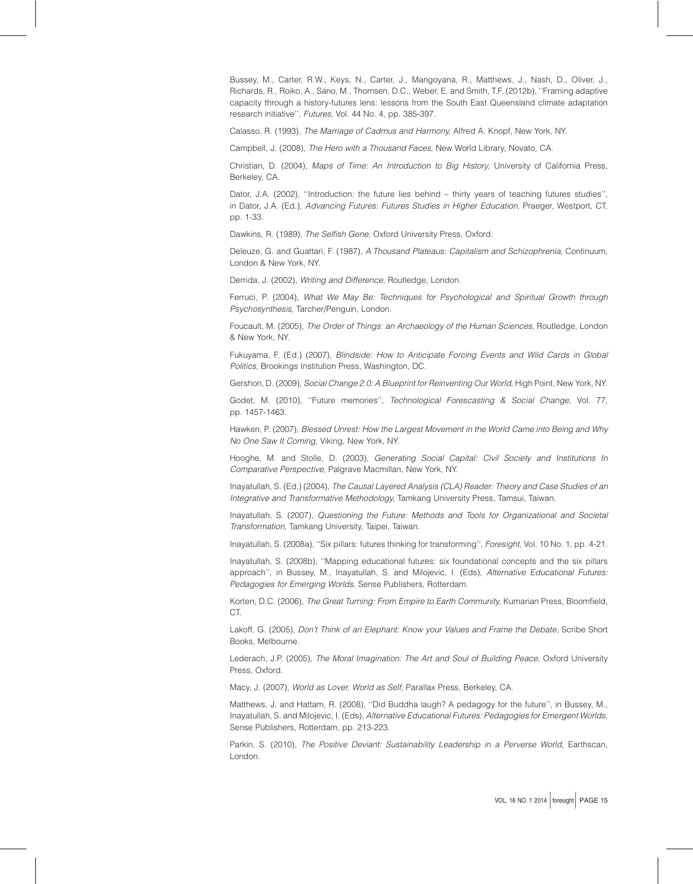Bussey, M., Carter, R.W., Keys, N., Carter, J., Mangoyana, R., Matthews, J., Nash, D., Oliver, J., Richards, R., Roiko, A., Sano, M., Thomsen, D.C., Weber, E. and Smith, T.F. (2012b), ''Framing adaptive capacity through a history-futures lens: lessons from the South East Queensland climate adaptation research initiative'', *Futures*, Vol. 44 No. 4, pp. 385-397.

Calasso, R. (1993), *The Marriage of Cadmus and Harmony*, Alfred A. Knopf, New York, NY.

Campbell, J. (2008), *The Hero with a Thousand Faces*, New World Library, Novato, CA.

Christian, D. (2004), *Maps of Time: An Introduction to Big History*, University of California Press, Berkeley, CA.

Dator, J.A. (2002), ''Introduction: the future lies behind – thirty years of teaching futures studies'', in Dator, J.A. (Ed.), *Advancing Futures: Futures Studies in Higher Education*, Praeger, Westport, CT, pp. 1-33.

Dawkins, R. (1989), *The Selfish Gene*, Oxford University Press, Oxford.

Deleuze, G. and Guattari, F. (1987), *A Thousand Plateaus: Capitalism and Schizophrenia*, Continuum, London & New York, NY.

Derrida, J. (2002), *Writing and Difference*, Routledge, London.

Ferruci, P. (2004), *What We May Be: Techniques for Psychological and Spiritual Growth through Psychosynthesis*, Tarcher/Penguin, London.

Foucault, M. (2005), *The Order of Things: an Archaeology of the Human Sciences*, Routledge, London & New York, NY.

Fukuyama, F. (Ed.) (2007), *Blindside: How to Anticipate Forcing Events and Wild Cards in Global Politics*, Brookings Institution Press, Washington, DC.

Gershon, D. (2009), *Social Change 2.0: A Blueprint for Reinventing Our World*, High Point, New York, NY.

Godet, M. (2010), ''Future memories'', *Technological Forescasting & Social Change*, Vol. 77, pp. 1457-1463.

Hawken, P. (2007), *Blessed Unrest: How the Largest Movement in the World Came into Being and Why No One Saw It Coming*, Viking, New York, NY.

Hooghe, M. and Stolle, D. (2003), *Generating Social Capital: Civil Society and Institutions In Comparative Perspective*, Palgrave Macmillan, New York, NY.

Inayatullah, S. (Ed.) (2004), *The Causal Layered Analysis (CLA) Reader: Theory and Case Studies of an Integrative and Transformative Methodology*, Tamkang University Press, Tamsui, Taiwan.

Inayatullah, S. (2007), *Questioning the Future: Methods and Tools for Organizational and Societal Transformation*, Tamkang University, Taipei, Taiwan.

Inayatullah, S. (2008a), ''Six pillars: futures thinking for transforming'', *Foresight*, Vol. 10 No. 1, pp. 4-21.

Inayatullah, S. (2008b), ''Mapping educational futures: six foundational concepts and the six pillars approach'', in Bussey, M., Inayatullah, S. and Milojevic, I. (Eds), *Alternative Educational Futures: Pedagogies for Emerging Worlds*, Sense Publishers, Rotterdam.

Korten, D.C. (2006), *The Great Turning: From Empire to Earth Community*, Kumarian Press, Bloomfield, CT.

Lakoff, G. (2005), *Don't Think of an Elephant: Know your Values and Frame the Debate*, Scribe Short Books, Melbourne.

Lederach, J.P. (2005), *The Moral Imagination: The Art and Soul of Building Peace*, Oxford University Press, Oxford.

Macy, J. (2007), *World as Lover, World as Self*, Parallax Press, Berkeley, CA.

Matthews, J. and Hattam, R. (2008), ''Did Buddha laugh? A pedagogy for the future'', in Bussey, M., Inayatullah, S. and Milojevic, I. (Eds), *Alternative Educational Futures: Pedagogies for Emergent Worlds*, Sense Publishers, Rotterdam, pp. 213-223.

Parkin, S. (2010), *The Positive Deviant: Sustainability Leadership in a Perverse World*, Earthscan, London.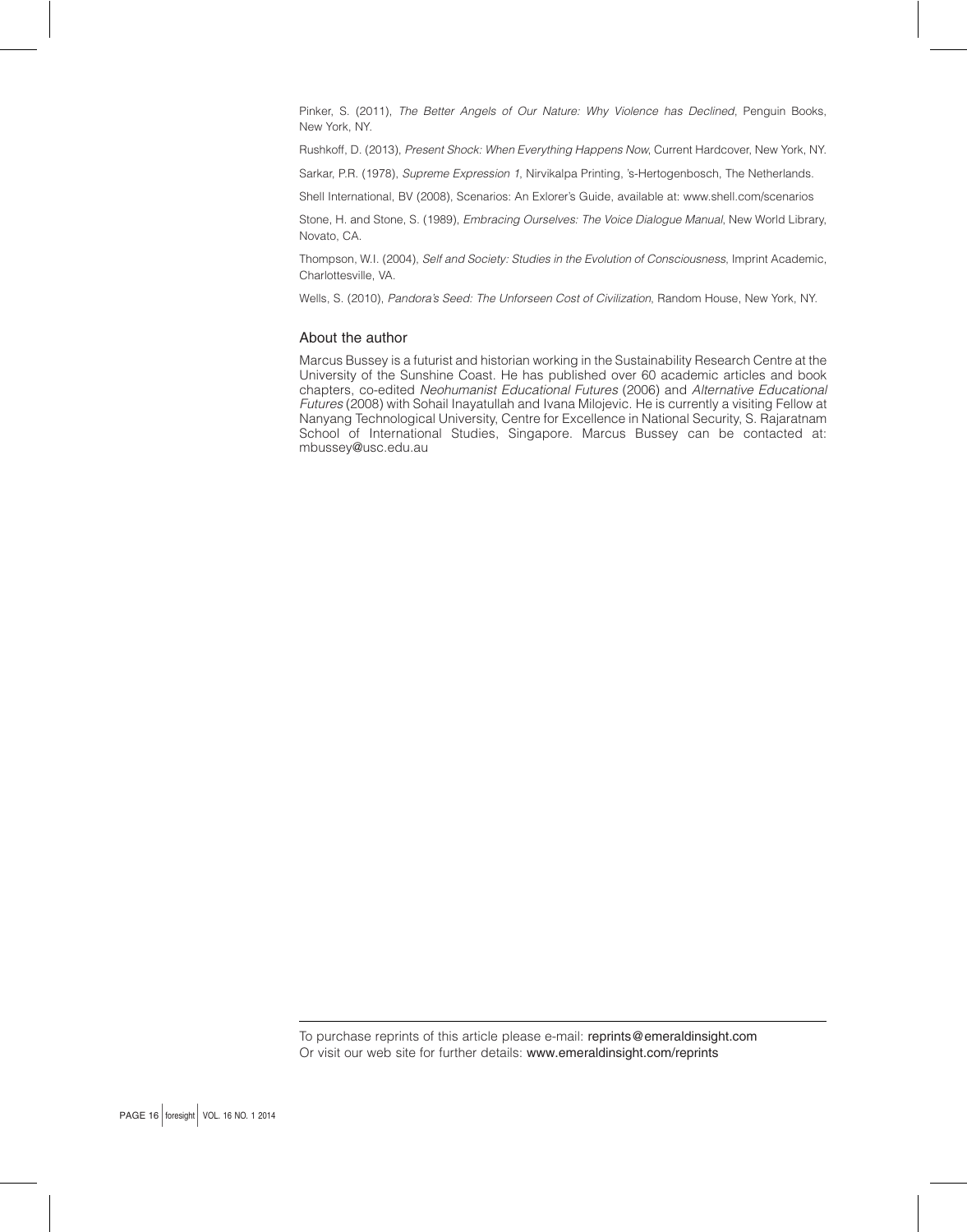Pinker, S. (2011), *The Better Angels of Our Nature: Why Violence has Declined*, Penguin Books, New York, NY.

Rushkoff, D. (2013), *Present Shock: When Everything Happens Now*, Current Hardcover, New York, NY.

Sarkar, P.R. (1978), *Supreme Expression 1*, Nirvikalpa Printing, 's-Hertogenbosch, The Netherlands.

Shell International, BV (2008), Scenarios: An Exlorer's Guide, available at: www.shell.com/scenarios

Stone, H. and Stone, S. (1989), *Embracing Ourselves: The Voice Dialogue Manual*, New World Library, Novato, CA.

Thompson, W.I. (2004), *Self and Society: Studies in the Evolution of Consciousness*, Imprint Academic, Charlottesville, VA.

Wells, S. (2010), *Pandora's Seed: The Unforseen Cost of Civilization*, Random House, New York, NY.

## About the author

Marcus Bussey is a futurist and historian working in the Sustainability Research Centre at the University of the Sunshine Coast. He has published over 60 academic articles and book chapters, co-edited *Neohumanist Educational Futures* (2006) and *Alternative Educational Futures* (2008) with Sohail Inayatullah and Ivana Milojevic. He is currently a visiting Fellow at Nanyang Technological University, Centre for Excellence in National Security, S. Rajaratnam School of International Studies, Singapore. Marcus Bussey can be contacted at: mbussey@usc.edu.au

To purchase reprints of this article please e-mail: reprints@emeraldinsight.com
Or visit our web site for further details: www.emeraldinsight.com/reprints